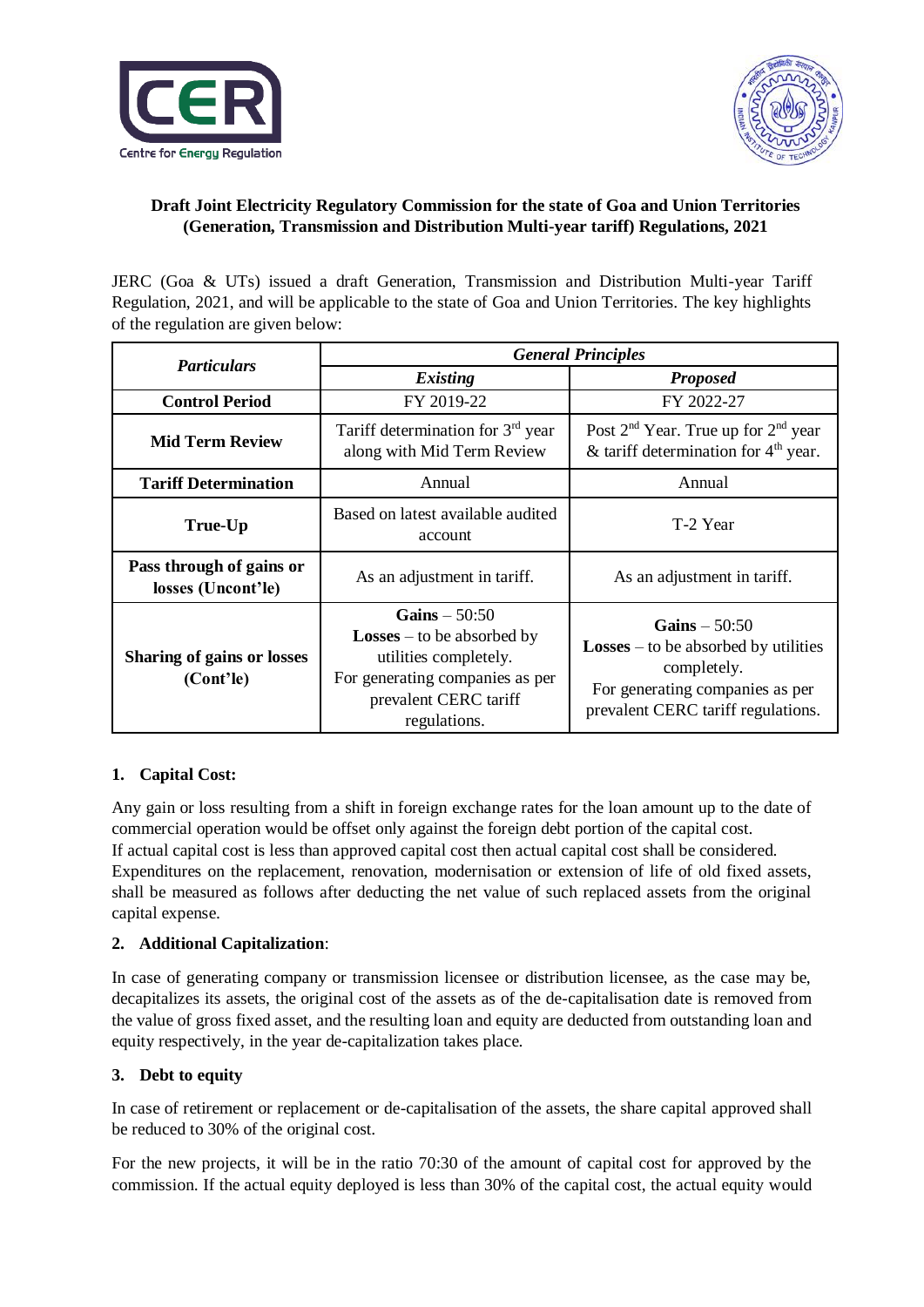**Draft Joint Electricity Regulatory Commission for the state of Goa and Union Territories (Generation, Transmission and Distribution Multi-year tariff) Regulations, 2021**

JERC (Goa & UTs) issued a draft Generation, Transmission and Distribution Multi-year Tariff Regulation, 2021, and will be applicable to the state of Goa and Union Territories. The key highlights of the regulation are given below:

| *Particulars* | *General Principles* | |
|---|---|---|
| | *Existing* | *Proposed* |
| **Control Period** | FY 2019-22 | FY 2022-27 |
| **Mid Term Review** | Tariff determination for 3rd year along with Mid Term Review | Post 2nd Year. True up for 2nd year & tariff determination for 4th year. |
| **Tariff Determination** | Annual | Annual |
| **True-Up** | Based on latest available audited account | T-2 Year |
| **Pass through of gains or losses (Uncont'le)** | As an adjustment in tariff. | As an adjustment in tariff. |
| **Sharing of gains or losses (Cont'le)** | **Gains** – 50:50<br>**Losses** – to be absorbed by utilities completely.<br>For generating companies as per prevalent CERC tariff regulations. | **Gains** – 50:50<br>**Losses** – to be absorbed by utilities completely.<br>For generating companies as per prevalent CERC tariff regulations. |

**1. Capital Cost:**

Any gain or loss resulting from a shift in foreign exchange rates for the loan amount up to the date of commercial operation would be offset only against the foreign debt portion of the capital cost.
If actual capital cost is less than approved capital cost then actual capital cost shall be considered.
Expenditures on the replacement, renovation, modernisation or extension of life of old fixed assets, shall be measured as follows after deducting the net value of such replaced assets from the original capital expense.

**2. Additional Capitalization**:

In case of generating company or transmission licensee or distribution licensee, as the case may be, decapitalizes its assets, the original cost of the assets as of the de-capitalisation date is removed from the value of gross fixed asset, and the resulting loan and equity are deducted from outstanding loan and equity respectively, in the year de-capitalization takes place.

**3. Debt to equity**

In case of retirement or replacement or de-capitalisation of the assets, the share capital approved shall be reduced to 30% of the original cost.

For the new projects, it will be in the ratio 70:30 of the amount of capital cost for approved by the commission. If the actual equity deployed is less than 30% of the capital cost, the actual equity would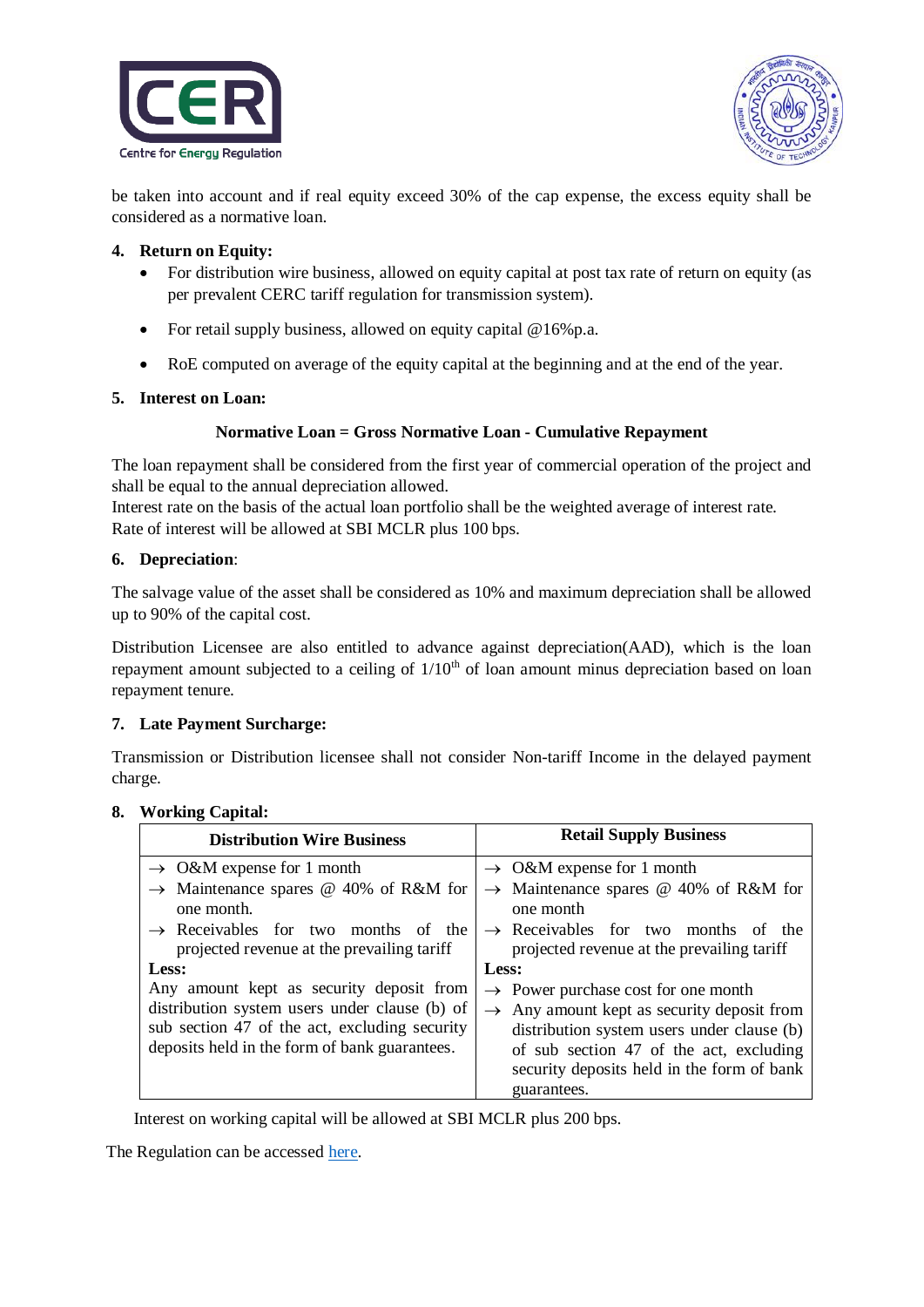be taken into account and if real equity exceed 30% of the cap expense, the excess equity shall be considered as a normative loan.

4. **Return on Equity:**
   - For distribution wire business, allowed on equity capital at post tax rate of return on equity (as per prevalent CERC tariff regulation for transmission system).
   - For retail supply business, allowed on equity capital @16%p.a.
   - RoE computed on average of the equity capital at the beginning and at the end of the year.

5. **Interest on Loan:**

**Normative Loan = Gross Normative Loan - Cumulative Repayment**

The loan repayment shall be considered from the first year of commercial operation of the project and shall be equal to the annual depreciation allowed.
Interest rate on the basis of the actual loan portfolio shall be the weighted average of interest rate.
Rate of interest will be allowed at SBI MCLR plus 100 bps.

6. **Depreciation**:

The salvage value of the asset shall be considered as 10% and maximum depreciation shall be allowed up to 90% of the capital cost.

Distribution Licensee are also entitled to advance against depreciation(AAD), which is the loan repayment amount subjected to a ceiling of $1/10^{th}$ of loan amount minus depreciation based on loan repayment tenure.

7. **Late Payment Surcharge:**

Transmission or Distribution licensee shall not consider Non-tariff Income in the delayed payment charge.

8. **Working Capital:**

| Distribution Wire Business | Retail Supply Business |
|---|---|
| → O&M expense for 1 month<br>→ Maintenance spares @ 40% of R&M for one month.<br>→ Receivables for two months of the projected revenue at the prevailing tariff<br>**Less:**<br>Any amount kept as security deposit from distribution system users under clause (b) of sub section 47 of the act, excluding security deposits held in the form of bank guarantees. | → O&M expense for 1 month<br>→ Maintenance spares @ 40% of R&M for one month<br>→ Receivables for two months of the projected revenue at the prevailing tariff<br>**Less:**<br>→ Power purchase cost for one month<br>→ Any amount kept as security deposit from distribution system users under clause (b) of sub section 47 of the act, excluding security deposits held in the form of bank guarantees. |

Interest on working capital will be allowed at SBI MCLR plus 200 bps.

The Regulation can be accessed here.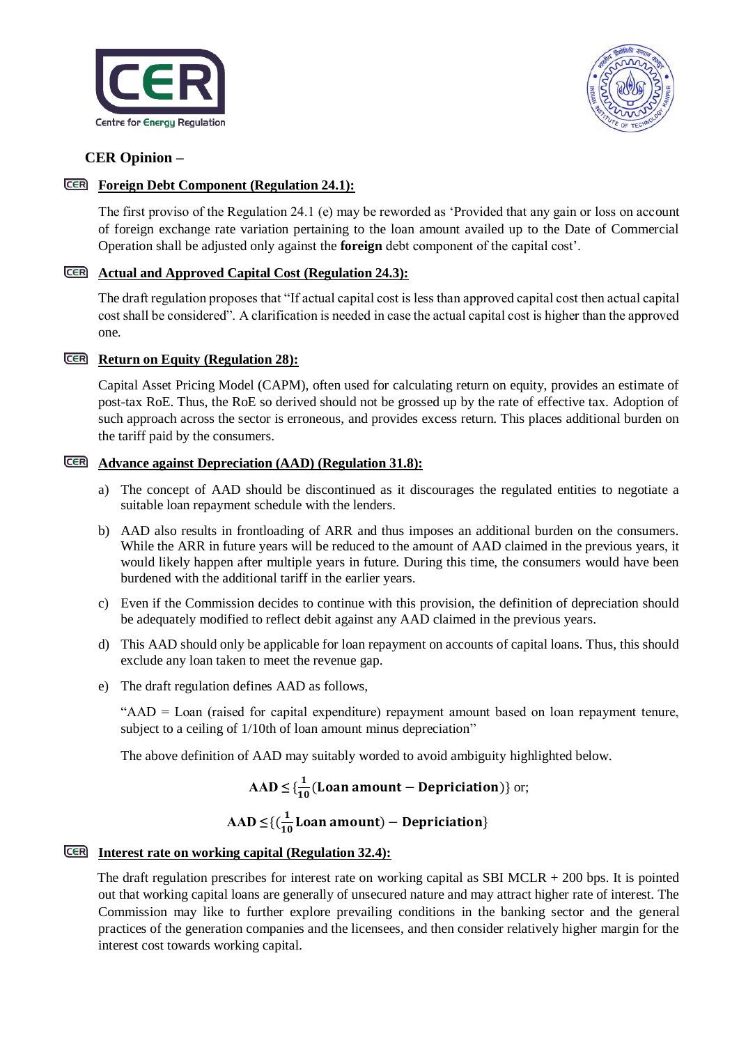**CER Opinion –**

**Foreign Debt Component (Regulation 24.1):**

The first proviso of the Regulation 24.1 (e) may be reworded as 'Provided that any gain or loss on account of foreign exchange rate variation pertaining to the loan amount availed up to the Date of Commercial Operation shall be adjusted only against the **foreign** debt component of the capital cost'.

**Actual and Approved Capital Cost (Regulation 24.3):**

The draft regulation proposes that "If actual capital cost is less than approved capital cost then actual capital cost shall be considered". A clarification is needed in case the actual capital cost is higher than the approved one.

**Return on Equity (Regulation 28):**

Capital Asset Pricing Model (CAPM), often used for calculating return on equity, provides an estimate of post-tax RoE. Thus, the RoE so derived should not be grossed up by the rate of effective tax. Adoption of such approach across the sector is erroneous, and provides excess return. This places additional burden on the tariff paid by the consumers.

**Advance against Depreciation (AAD) (Regulation 31.8):**

a) The concept of AAD should be discontinued as it discourages the regulated entities to negotiate a suitable loan repayment schedule with the lenders.

b) AAD also results in frontloading of ARR and thus imposes an additional burden on the consumers. While the ARR in future years will be reduced to the amount of AAD claimed in the previous years, it would likely happen after multiple years in future. During this time, the consumers would have been burdened with the additional tariff in the earlier years.

c) Even if the Commission decides to continue with this provision, the definition of depreciation should be adequately modified to reflect debit against any AAD claimed in the previous years.

d) This AAD should only be applicable for loan repayment on accounts of capital loans. Thus, this should exclude any loan taken to meet the revenue gap.

e) The draft regulation defines AAD as follows,

"AAD = Loan (raised for capital expenditure) repayment amount based on loan repayment tenure, subject to a ceiling of 1/10th of loan amount minus depreciation"

The above definition of AAD may suitably worded to avoid ambiguity highlighted below.

$$\textbf{AAD} \leq \{\tfrac{\mathbf{1}}{\mathbf{10}}(\textbf{Loan amount} - \textbf{Depriciation})\} \text{ or;}$$

$$\textbf{AAD} \leq \{(\tfrac{\mathbf{1}}{\mathbf{10}}\textbf{Loan amount}) - \textbf{Depriciation}\}$$

**Interest rate on working capital (Regulation 32.4):**

The draft regulation prescribes for interest rate on working capital as SBI MCLR + 200 bps. It is pointed out that working capital loans are generally of unsecured nature and may attract higher rate of interest. The Commission may like to further explore prevailing conditions in the banking sector and the general practices of the generation companies and the licensees, and then consider relatively higher margin for the interest cost towards working capital.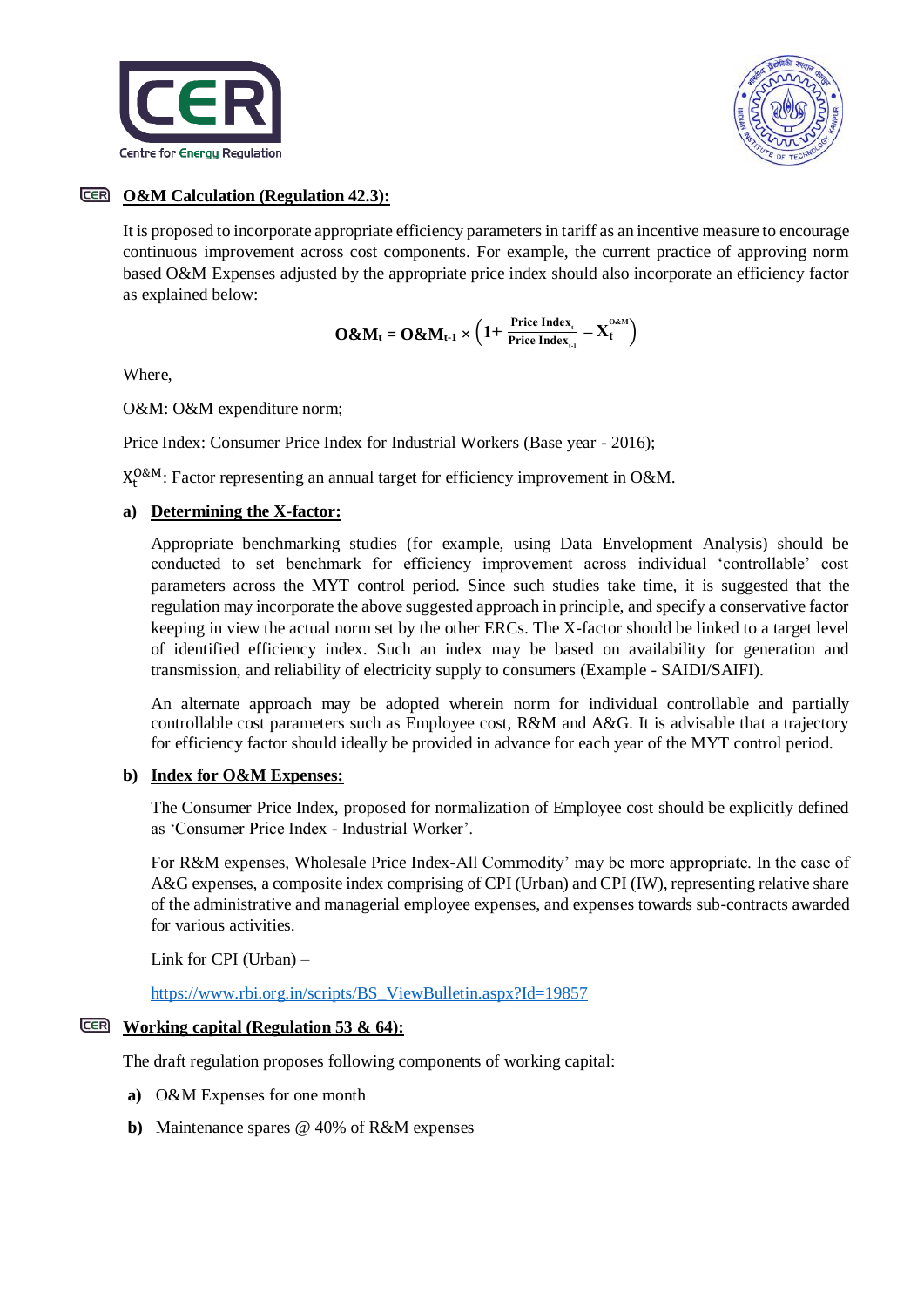## O&M Calculation (Regulation 42.3):

It is proposed to incorporate appropriate efficiency parameters in tariff as an incentive measure to encourage continuous improvement across cost components. For example, the current practice of approving norm based O&M Expenses adjusted by the appropriate price index should also incorporate an efficiency factor as explained below:

$$\mathbf{O\&M_t = O\&M_{t-1} \times \left(1 + \frac{Price\ Index_t}{Price\ Index_{t-1}} - X_t^{O\&M}\right)}$$

Where,

O&M: O&M expenditure norm;

Price Index: Consumer Price Index for Industrial Workers (Base year - 2016);

$X_t^{O\&M}$: Factor representing an annual target for efficiency improvement in O&M.

**a) Determining the X-factor:**

Appropriate benchmarking studies (for example, using Data Envelopment Analysis) should be conducted to set benchmark for efficiency improvement across individual 'controllable' cost parameters across the MYT control period. Since such studies take time, it is suggested that the regulation may incorporate the above suggested approach in principle, and specify a conservative factor keeping in view the actual norm set by the other ERCs. The X-factor should be linked to a target level of identified efficiency index. Such an index may be based on availability for generation and transmission, and reliability of electricity supply to consumers (Example - SAIDI/SAIFI).

An alternate approach may be adopted wherein norm for individual controllable and partially controllable cost parameters such as Employee cost, R&M and A&G. It is advisable that a trajectory for efficiency factor should ideally be provided in advance for each year of the MYT control period.

**b) Index for O&M Expenses:**

The Consumer Price Index, proposed for normalization of Employee cost should be explicitly defined as 'Consumer Price Index - Industrial Worker'.

For R&M expenses, Wholesale Price Index-All Commodity' may be more appropriate. In the case of A&G expenses, a composite index comprising of CPI (Urban) and CPI (IW), representing relative share of the administrative and managerial employee expenses, and expenses towards sub-contracts awarded for various activities.

Link for CPI (Urban) –

https://www.rbi.org.in/scripts/BS_ViewBulletin.aspx?Id=19857

## Working capital (Regulation 53 & 64):

The draft regulation proposes following components of working capital:

**a)** O&M Expenses for one month

**b)** Maintenance spares @ 40% of R&M expenses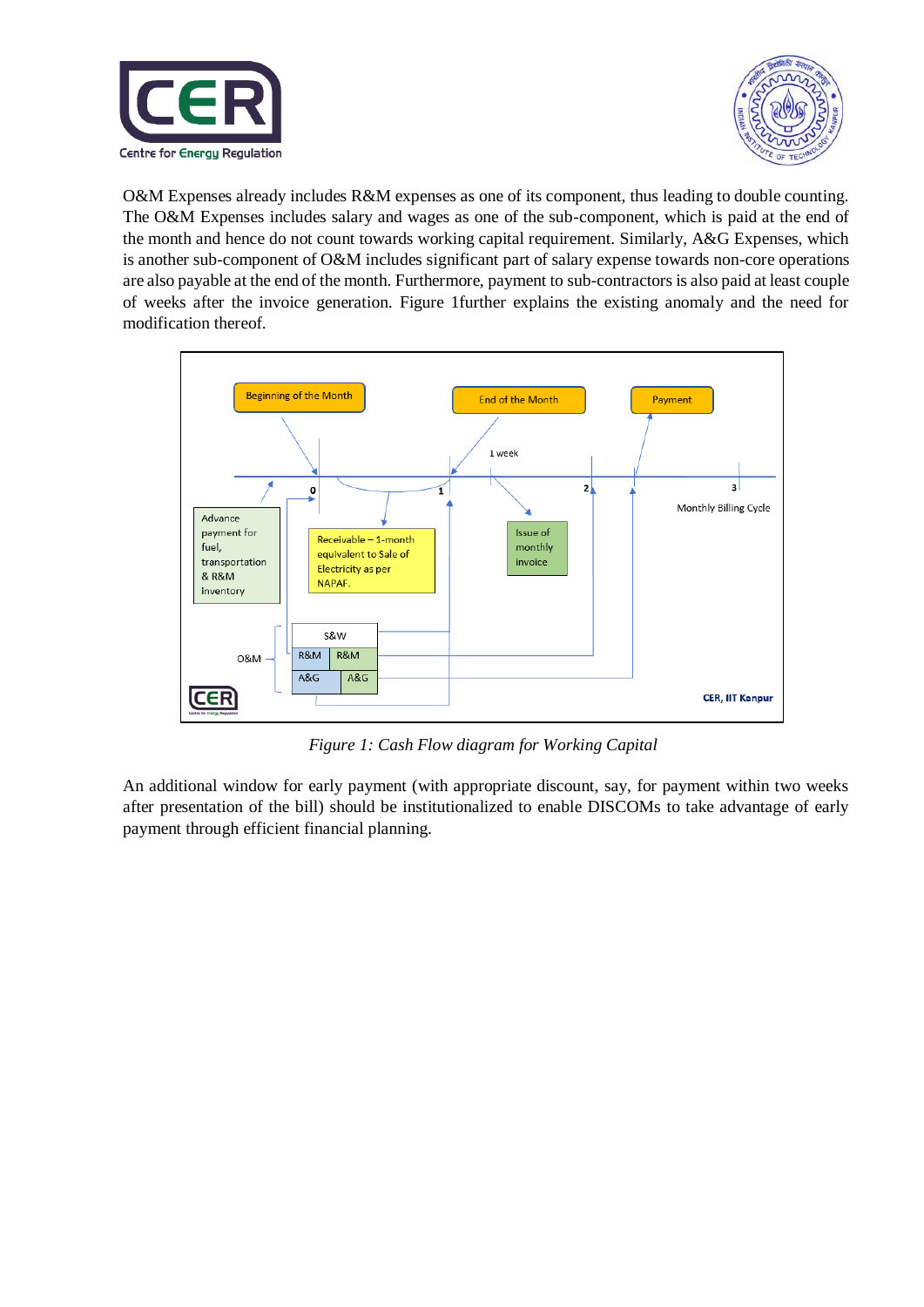O&M Expenses already includes R&M expenses as one of its component, thus leading to double counting. The O&M Expenses includes salary and wages as one of the sub-component, which is paid at the end of the month and hence do not count towards working capital requirement. Similarly, A&G Expenses, which is another sub-component of O&M includes significant part of salary expense towards non-core operations are also payable at the end of the month. Furthermore, payment to sub-contractors is also paid at least couple of weeks after the invoice generation. Figure 1further explains the existing anomaly and the need for modification thereof.

Beginning of the Month
End of the Month
Payment
1 week
0
1
2
3
Monthly Billing Cycle
Advance payment for fuel, transportation & R&M Inventory
Receivable – 1-month equivalent to Sale of Electricity as per NAPAF.
Issue of monthly invoice
O&M
S&W
R&M
R&M
A&G
A&G
CER, IIT Kanpur

*Figure 1: Cash Flow diagram for Working Capital*

An additional window for early payment (with appropriate discount, say, for payment within two weeks after presentation of the bill) should be institutionalized to enable DISCOMs to take advantage of early payment through efficient financial planning.